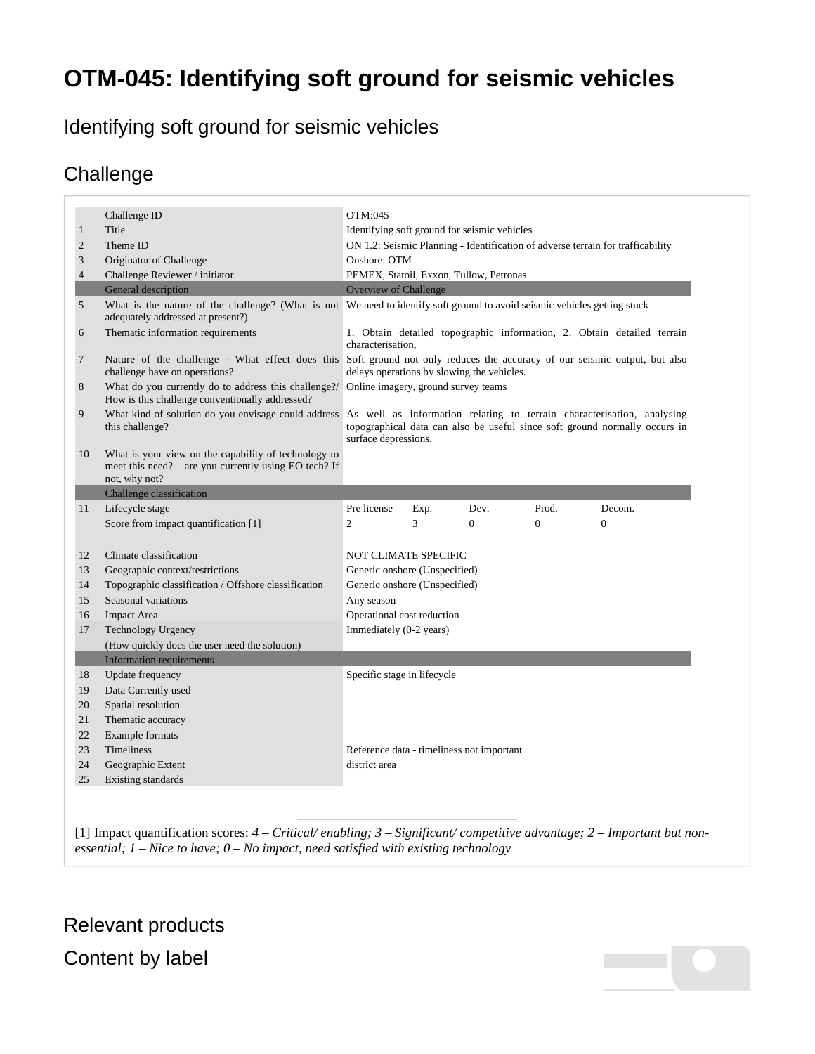# OTM-045: Identifying soft ground for seismic vehicles

## Identifying soft ground for seismic vehicles

## Challenge

| | Challenge ID | OTM:045 | | | | |
|---|---|---|---|---|---|---|
| 1 | Title | Identifying soft ground for seismic vehicles | | | | |
| 2 | Theme ID | ON 1.2: Seismic Planning - Identification of adverse terrain for trafficability | | | | |
| 3 | Originator of Challenge | Onshore: OTM | | | | |
| 4 | Challenge Reviewer / initiator | PEMEX, Statoil, Exxon, Tullow, Petronas | | | | |
| | General description | Overview of Challenge | | | | |
| 5 | What is the nature of the challenge? (What is not adequately addressed at present?) | We need to identify soft ground to avoid seismic vehicles getting stuck | | | | |
| 6 | Thematic information requirements | 1. Obtain detailed topographic information, 2. Obtain detailed terrain characterisation, | | | | |
| 7 | Nature of the challenge - What effect does this challenge have on operations? | Soft ground not only reduces the accuracy of our seismic output, but also delays operations by slowing the vehicles. | | | | |
| 8 | What do you currently do to address this challenge?/ How is this challenge conventionally addressed? | Online imagery, ground survey teams | | | | |
| 9 | What kind of solution do you envisage could address this challenge? | As well as information relating to terrain characterisation, analysing topographical data can also be useful since soft ground normally occurs in surface depressions. | | | | |
| 10 | What is your view on the capability of technology to meet this need? – are you currently using EO tech? If not, why not? | | | | | |
| | Challenge classification | | | | | |
| 11 | Lifecycle stage | Pre license | Exp. | Dev. | Prod. | Decom. |
| | Score from impact quantification [1] | 2 | 3 | 0 | 0 | 0 |
| 12 | Climate classification | NOT CLIMATE SPECIFIC | | | | |
| 13 | Geographic context/restrictions | Generic onshore (Unspecified) | | | | |
| 14 | Topographic classification / Offshore classification | Generic onshore (Unspecified) | | | | |
| 15 | Seasonal variations | Any season | | | | |
| 16 | Impact Area | Operational cost reduction | | | | |
| 17 | Technology Urgency (How quickly does the user need the solution) | Immediately (0-2 years) | | | | |
| | Information requirements | | | | | |
| 18 | Update frequency | Specific stage in lifecycle | | | | |
| 19 | Data Currently used | | | | | |
| 20 | Spatial resolution | | | | | |
| 21 | Thematic accuracy | | | | | |
| 22 | Example formats | | | | | |
| 23 | Timeliness | Reference data - timeliness not important | | | | |
| 24 | Geographic Extent | district area | | | | |
| 25 | Existing standards | | | | | |

[1] Impact quantification scores: *4 – Critical/ enabling; 3 – Significant/ competitive advantage; 2 – Important but non-essential; 1 – Nice to have; 0 – No impact, need satisfied with existing technology*

## Relevant products

## Content by label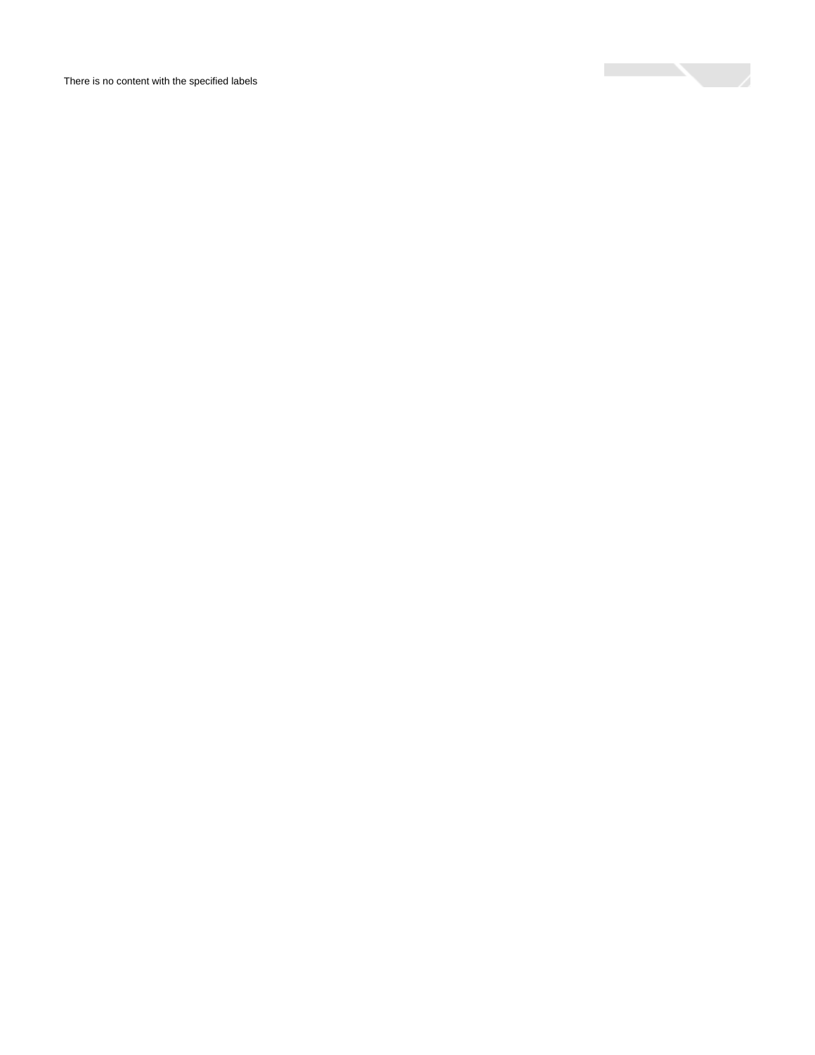There is no content with the specified labels